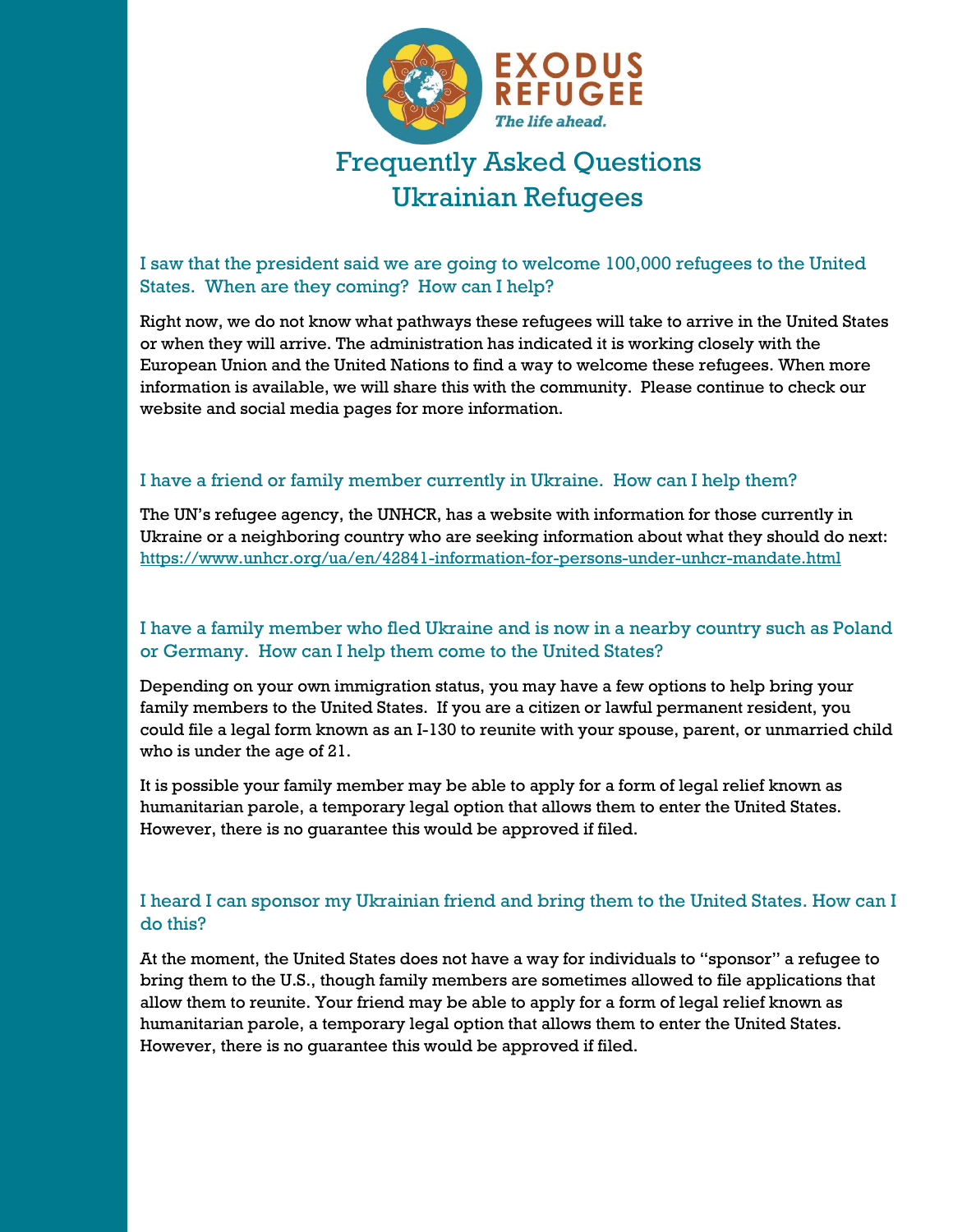# Frequently Asked Questions
# Ukrainian Refugees

### I saw that the president said we are going to welcome 100,000 refugees to the United States. When are they coming? How can I help?

Right now, we do not know what pathways these refugees will take to arrive in the United States or when they will arrive. The administration has indicated it is working closely with the European Union and the United Nations to find a way to welcome these refugees. When more information is available, we will share this with the community. Please continue to check our website and social media pages for more information.

### I have a friend or family member currently in Ukraine. How can I help them?

The UN's refugee agency, the UNHCR, has a website with information for those currently in Ukraine or a neighboring country who are seeking information about what they should do next: https://www.unhcr.org/ua/en/42841-information-for-persons-under-unhcr-mandate.html

### I have a family member who fled Ukraine and is now in a nearby country such as Poland or Germany. How can I help them come to the United States?

Depending on your own immigration status, you may have a few options to help bring your family members to the United States. If you are a citizen or lawful permanent resident, you could file a legal form known as an I-130 to reunite with your spouse, parent, or unmarried child who is under the age of 21.

It is possible your family member may be able to apply for a form of legal relief known as humanitarian parole, a temporary legal option that allows them to enter the United States. However, there is no guarantee this would be approved if filed.

### I heard I can sponsor my Ukrainian friend and bring them to the United States. How can I do this?

At the moment, the United States does not have a way for individuals to "sponsor" a refugee to bring them to the U.S., though family members are sometimes allowed to file applications that allow them to reunite. Your friend may be able to apply for a form of legal relief known as humanitarian parole, a temporary legal option that allows them to enter the United States. However, there is no guarantee this would be approved if filed.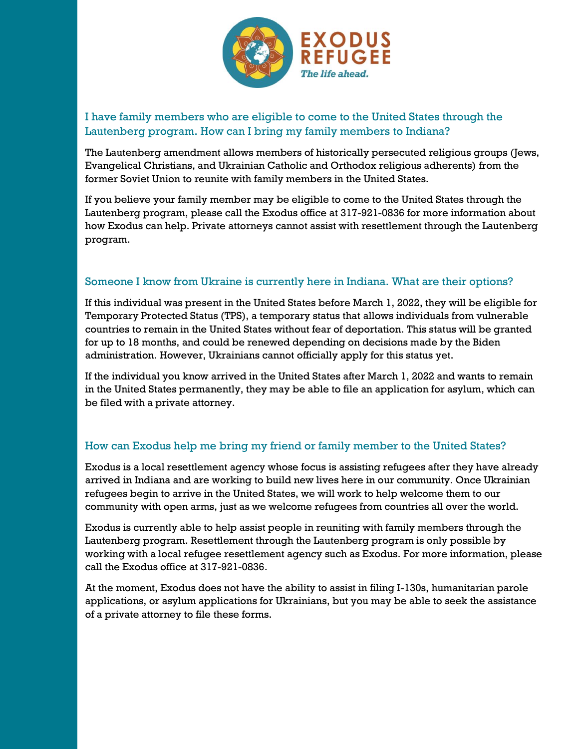### I have family members who are eligible to come to the United States through the Lautenberg program. How can I bring my family members to Indiana?

The Lautenberg amendment allows members of historically persecuted religious groups (Jews, Evangelical Christians, and Ukrainian Catholic and Orthodox religious adherents) from the former Soviet Union to reunite with family members in the United States.

If you believe your family member may be eligible to come to the United States through the Lautenberg program, please call the Exodus office at 317-921-0836 for more information about how Exodus can help. Private attorneys cannot assist with resettlement through the Lautenberg program.

### Someone I know from Ukraine is currently here in Indiana. What are their options?

If this individual was present in the United States before March 1, 2022, they will be eligible for Temporary Protected Status (TPS), a temporary status that allows individuals from vulnerable countries to remain in the United States without fear of deportation. This status will be granted for up to 18 months, and could be renewed depending on decisions made by the Biden administration. However, Ukrainians cannot officially apply for this status yet.

If the individual you know arrived in the United States after March 1, 2022 and wants to remain in the United States permanently, they may be able to file an application for asylum, which can be filed with a private attorney.

### How can Exodus help me bring my friend or family member to the United States?

Exodus is a local resettlement agency whose focus is assisting refugees after they have already arrived in Indiana and are working to build new lives here in our community. Once Ukrainian refugees begin to arrive in the United States, we will work to help welcome them to our community with open arms, just as we welcome refugees from countries all over the world.

Exodus is currently able to help assist people in reuniting with family members through the Lautenberg program. Resettlement through the Lautenberg program is only possible by working with a local refugee resettlement agency such as Exodus. For more information, please call the Exodus office at 317-921-0836.

At the moment, Exodus does not have the ability to assist in filing I-130s, humanitarian parole applications, or asylum applications for Ukrainians, but you may be able to seek the assistance of a private attorney to file these forms.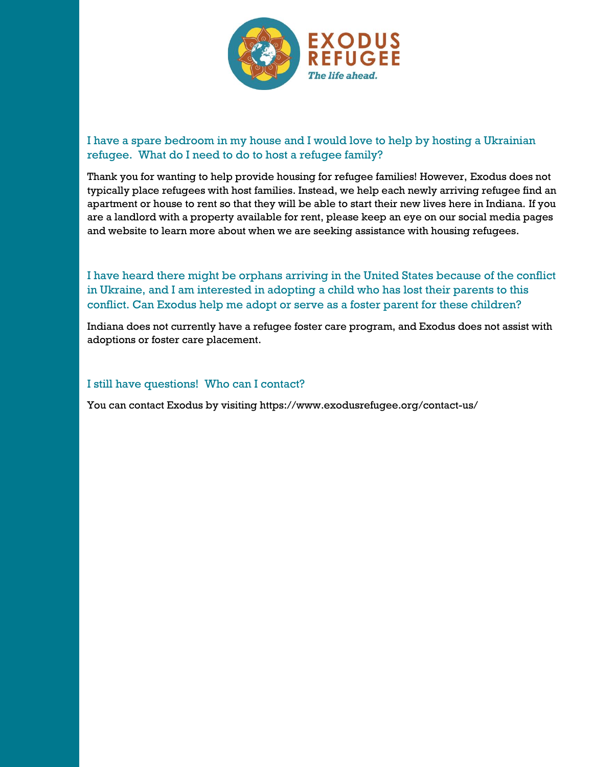### I have a spare bedroom in my house and I would love to help by hosting a Ukrainian refugee. What do I need to do to host a refugee family?

Thank you for wanting to help provide housing for refugee families! However, Exodus does not typically place refugees with host families. Instead, we help each newly arriving refugee find an apartment or house to rent so that they will be able to start their new lives here in Indiana. If you are a landlord with a property available for rent, please keep an eye on our social media pages and website to learn more about when we are seeking assistance with housing refugees.

### I have heard there might be orphans arriving in the United States because of the conflict in Ukraine, and I am interested in adopting a child who has lost their parents to this conflict. Can Exodus help me adopt or serve as a foster parent for these children?

Indiana does not currently have a refugee foster care program, and Exodus does not assist with adoptions or foster care placement.

### I still have questions! Who can I contact?

You can contact Exodus by visiting https://www.exodusrefugee.org/contact-us/